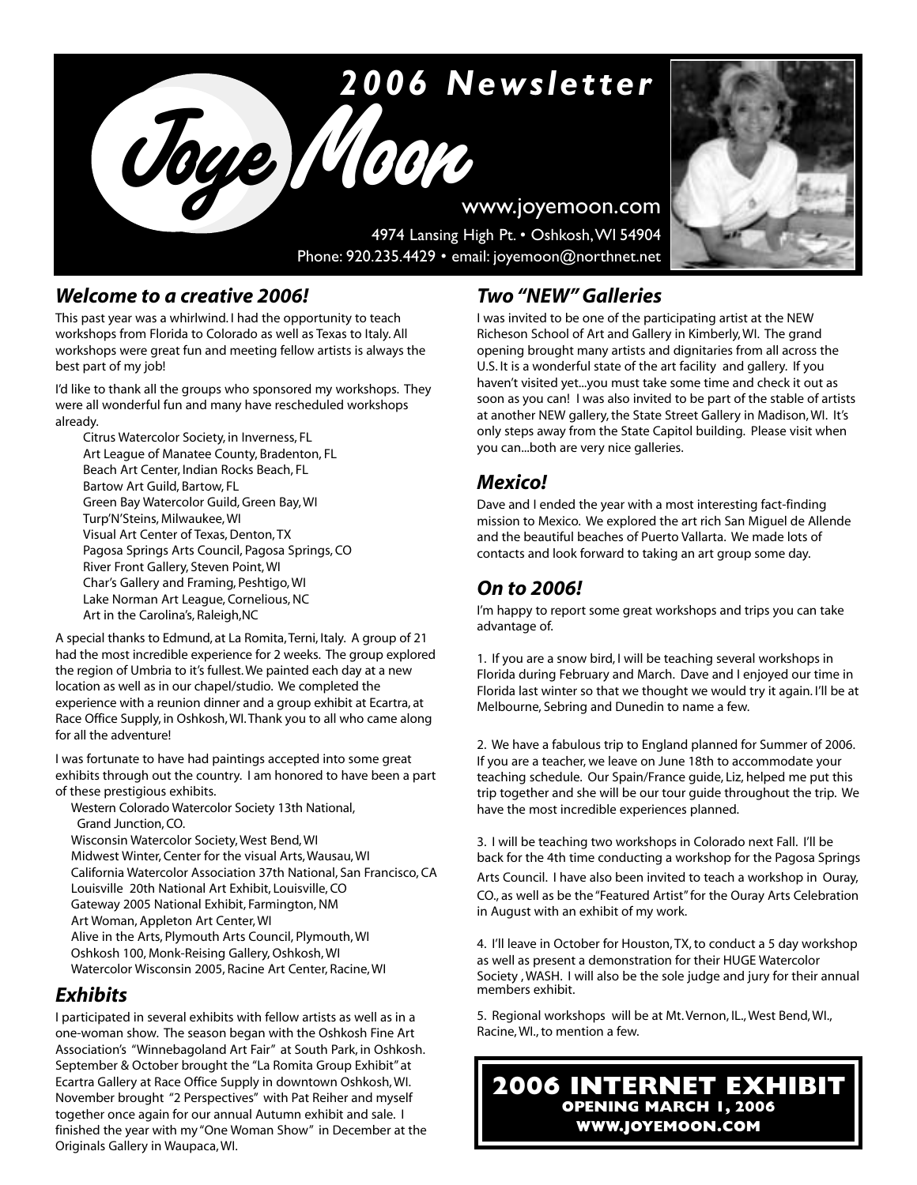# Joye Moon 2006 Newsletter

www.joyemoon.com

4974 Lansing High Pt. • Oshkosh, WI 54904

Phone: 920.235.4429 • email: joyemoon@northnet.net

## *Welcome to a creative 2006!*

This past year was a whirlwind. I had the opportunity to teach workshops from Florida to Colorado as well as Texas to Italy. All workshops were great fun and meeting fellow artists is always the best part of my job!

I'd like to thank all the groups who sponsored my workshops. They were all wonderful fun and many have rescheduled workshops already.

Citrus Watercolor Society, in Inverness, FL
Art League of Manatee County, Bradenton, FL
Beach Art Center, Indian Rocks Beach, FL
Bartow Art Guild, Bartow, FL
Green Bay Watercolor Guild, Green Bay, WI
Turp'N'Steins, Milwaukee, WI
Visual Art Center of Texas, Denton, TX
Pagosa Springs Arts Council, Pagosa Springs, CO
River Front Gallery, Steven Point, WI
Char's Gallery and Framing, Peshtigo, WI
Lake Norman Art League, Cornelious, NC
Art in the Carolina's, Raleigh, NC

A special thanks to Edmund, at La Romita, Terni, Italy. A group of 21 had the most incredible experience for 2 weeks. The group explored the region of Umbria to it's fullest. We painted each day at a new location as well as in our chapel/studio. We completed the experience with a reunion dinner and a group exhibit at Ecartra, at Race Office Supply, in Oshkosh, WI. Thank you to all who came along for all the adventure!

I was fortunate to have had paintings accepted into some great exhibits through out the country. I am honored to have been a part of these prestigious exhibits.

Western Colorado Watercolor Society 13th National, Grand Junction, CO.
Wisconsin Watercolor Society, West Bend, WI
Midwest Winter, Center for the visual Arts, Wausau, WI
California Watercolor Association 37th National, San Francisco, CA
Louisville 20th National Art Exhibit, Louisville, CO
Gateway 2005 National Exhibit, Farmington, NM
Art Woman, Appleton Art Center, WI
Alive in the Arts, Plymouth Arts Council, Plymouth, WI
Oshkosh 100, Monk-Reising Gallery, Oshkosh, WI
Watercolor Wisconsin 2005, Racine Art Center, Racine, WI

## *Exhibits*

I participated in several exhibits with fellow artists as well as in a one-woman show. The season began with the Oshkosh Fine Art Association's "Winnebagoland Art Fair" at South Park, in Oshkosh. September & October brought the "La Romita Group Exhibit" at Ecartra Gallery at Race Office Supply in downtown Oshkosh, WI. November brought "2 Perspectives" with Pat Reiher and myself together once again for our annual Autumn exhibit and sale. I finished the year with my "One Woman Show" in December at the Originals Gallery in Waupaca, WI.

## *Two "NEW" Galleries*

I was invited to be one of the participating artist at the NEW Richeson School of Art and Gallery in Kimberly, WI. The grand opening brought many artists and dignitaries from all across the U.S. It is a wonderful state of the art facility and gallery. If you haven't visited yet...you must take some time and check it out as soon as you can! I was also invited to be part of the stable of artists at another NEW gallery, the State Street Gallery in Madison, WI. It's only steps away from the State Capitol building. Please visit when you can...both are very nice galleries.

## *Mexico!*

Dave and I ended the year with a most interesting fact-finding mission to Mexico. We explored the art rich San Miguel de Allende and the beautiful beaches of Puerto Vallarta. We made lots of contacts and look forward to taking an art group some day.

## *On to 2006!*

I'm happy to report some great workshops and trips you can take advantage of.

1. If you are a snow bird, I will be teaching several workshops in Florida during February and March. Dave and I enjoyed our time in Florida last winter so that we thought we would try it again. I'll be at Melbourne, Sebring and Dunedin to name a few.

2. We have a fabulous trip to England planned for Summer of 2006. If you are a teacher, we leave on June 18th to accommodate your teaching schedule. Our Spain/France guide, Liz, helped me put this trip together and she will be our tour guide throughout the trip. We have the most incredible experiences planned.

3. I will be teaching two workshops in Colorado next Fall. I'll be back for the 4th time conducting a workshop for the Pagosa Springs Arts Council. I have also been invited to teach a workshop in Ouray, CO., as well as be the "Featured Artist" for the Ouray Arts Celebration in August with an exhibit of my work.

4. I'll leave in October for Houston, TX, to conduct a 5 day workshop as well as present a demonstration for their HUGE Watercolor Society , WASH. I will also be the sole judge and jury for their annual members exhibit.

5. Regional workshops will be at Mt. Vernon, IL., West Bend, WI., Racine, WI., to mention a few.

**2006 INTERNET EXHIBIT**
**OPENING MARCH 1, 2006**
**WWW.JOYEMOON.COM**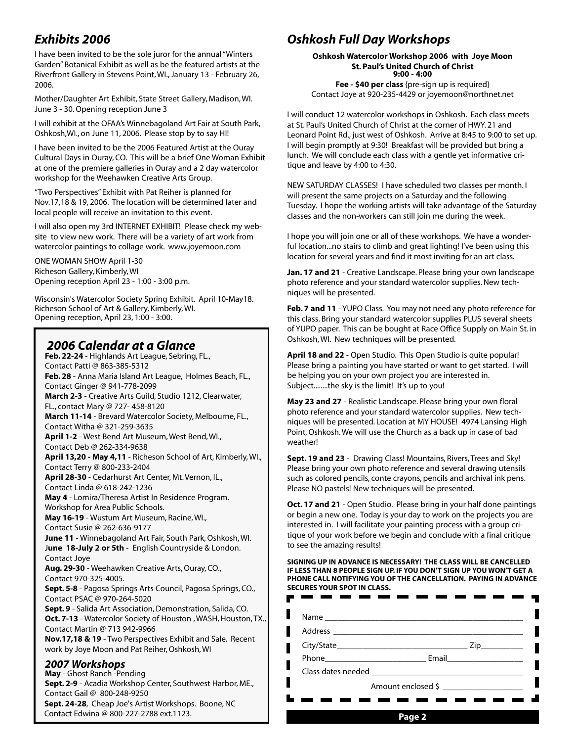## *Exhibits 2006*

I have been invited to be the sole juror for the annual "Winters Garden" Botanical Exhibit as well as be the featured artists at the Riverfront Gallery in Stevens Point, WI., January 13 - February 26, 2006.

Mother/Daughter Art Exhibit, State Street Gallery, Madison, WI. June 3 - 30. Opening reception June 3

I will exhibit at the OFAA's Winnebagoland Art Fair at South Park, Oshkosh,WI., on June 11, 2006. Please stop by to say HI!

I have been invited to be the 2006 Featured Artist at the Ouray Cultural Days in Ouray, CO. This will be a brief One Woman Exhibit at one of the premiere galleries in Ouray and a 2 day watercolor workshop for the Weehawken Creative Arts Group.

"Two Perspectives" Exhibit with Pat Reiher is planned for Nov.17,18 & 19, 2006. The location will be determined later and local people will receive an invitation to this event.

I will also open my 3rd INTERNET EXHIBIT! Please check my website to view new work. There will be a variety of art work from watercolor paintings to collage work. www.joyemoon.com

ONE WOMAN SHOW April 1-30
Richeson Gallery, Kimberly, WI
Opening reception April 23 - 1:00 - 3:00 p.m.

Wisconsin's Watercolor Society Spring Exhibit. April 10-May18.
Richeson School of Art & Gallery, Kimberly, WI.
Opening reception, April 23, 1:00 - 3:00.

### *2006 Calendar at a Glance*

**Feb. 22-24** - Highlands Art League, Sebring, FL., Contact Patti @ 863-385-5312
**Feb. 28** - Anna Maria Island Art League, Holmes Beach, FL., Contact Ginger @ 941-778-2099
**March 2-3** - Creative Arts Guild, Studio 1212, Clearwater, FL., contact Mary @ 727- 458-8120
**March 11-14** - Brevard Watercolor Society, Melbourne, FL., Contact Witha @ 321-259-3635
**April 1-2** - West Bend Art Museum, West Bend, WI., Contact Deb @ 262-334-9638
**April 13,20 - May 4,11** - Richeson School of Art, Kimberly, WI., Contact Terry @ 800-233-2404
**April 28-30** - Cedarhurst Art Center, Mt. Vernon, IL., Contact Linda @ 618-242-1236
**May 4** - Lomira/Theresa Artist In Residence Program. Workshop for Area Public Schools.
**May 16-19** - Wustum Art Museum, Racine, WI., Contact Susie @ 262-636-9177
**June 11** - Winnebagoland Art Fair, South Park, Oshkosh, WI.
J**une 18-July 2 or 5th** - English Countryside & London. Contact Joye
**Aug. 29-30** - Weehawken Creative Arts, Ouray, CO., Contact 970-325-4005.
**Sept. 5-8** - Pagosa Springs Arts Council, Pagosa Springs, CO., Contact PSAC @ 970-264-5020
**Sept. 9** - Salida Art Association, Demonstration, Salida, CO.
**Oct. 7-13** - Watercolor Society of Houston , WASH, Houston, TX., Contact Martin @ 713 942-9966
**Nov.17,18 & 19** - Two Perspectives Exhibit and Sale, Recent work by Joye Moon and Pat Reiher, Oshkosh, WI

### *2007 Workshops*

**May** - Ghost Ranch -Pending
**Sept. 2-9** - Acadia Workshop Center, Southwest Harbor, ME., Contact Gail @ 800-248-9250
**Sept. 24-28**, Cheap Joe's Artist Workshops. Boone, NC Contact Edwina @ 800-227-2788 ext.1123.

## *Oshkosh Full Day Workshops*

**Oshkosh Watercolor Workshop 2006 with Joye Moon**
**St. Paul's United Church of Christ**
**9:00 - 4:00**
**Fee - $40 per class** {pre-sign up is required}
Contact Joye at 920-235-4429 or joyemoon@northnet.net

I will conduct 12 watercolor workshops in Oshkosh. Each class meets at St. Paul's United Church of Christ at the corner of HWY. 21 and Leonard Point Rd., just west of Oshkosh. Arrive at 8:45 to 9:00 to set up. I will begin promptly at 9:30! Breakfast will be provided but bring a lunch. We will conclude each class with a gentle yet informative critique and leave by 4:00 to 4:30.

NEW SATURDAY CLASSES! I have scheduled two classes per month. I will present the same projects on a Saturday and the following Tuesday. I hope the working artists will take advantage of the Saturday classes and the non-workers can still join me during the week.

I hope you will join one or all of these workshops. We have a wonderful location...no stairs to climb and great lighting! I've been using this location for several years and find it most inviting for an art class.

**Jan. 17 and 21** - Creative Landscape. Please bring your own landscape photo reference and your standard watercolor supplies. New techniques will be presented.

**Feb. 7 and 11** - YUPO Class. You may not need any photo reference for this class. Bring your standard watercolor supplies PLUS several sheets of YUPO paper. This can be bought at Race Office Supply on Main St. in Oshkosh, WI. New techniques will be presented.

**April 18 and 22** - Open Studio. This Open Studio is quite popular! Please bring a painting you have started or want to get started. I will be helping you on your own project you are interested in. Subject........the sky is the limit! It's up to you!

**May 23 and 27** - Realistic Landscape. Please bring your own floral photo reference and your standard watercolor supplies. New techniques will be presented. Location at MY HOUSE! 4974 Lansing High Point, Oshkosh. We will use the Church as a back up in case of bad weather!

**Sept. 19 and 23** - Drawing Class! Mountains, Rivers, Trees and Sky! Please bring your own photo reference and several drawing utensils such as colored pencils, conte crayons, pencils and archival ink pens. Please NO pastels! New techniques will be presented.

**Oct. 17 and 21** - Open Studio. Please bring in your half done paintings or begin a new one. Today is your day to work on the projects you are interested in. I will facilitate your painting process with a group critique of your work before we begin and conclude with a final critique to see the amazing results!

**SIGNING UP IN ADVANCE IS NECESSARY! THE CLASS WILL BE CANCELLED IF LESS THAN 8 PEOPLE SIGN UP. IF YOU DON'T SIGN UP YOU WON'T GET A PHONE CALL NOTIFYING YOU OF THE CANCELLATION. PAYING IN ADVANCE SECURES YOUR SPOT IN CLASS.**

Name ______________________________

Address ______________________________

City/State____________________ Zip__________

Phone_______________ Email_______________

Class dates needed ______________________

Amount enclosed $ ________________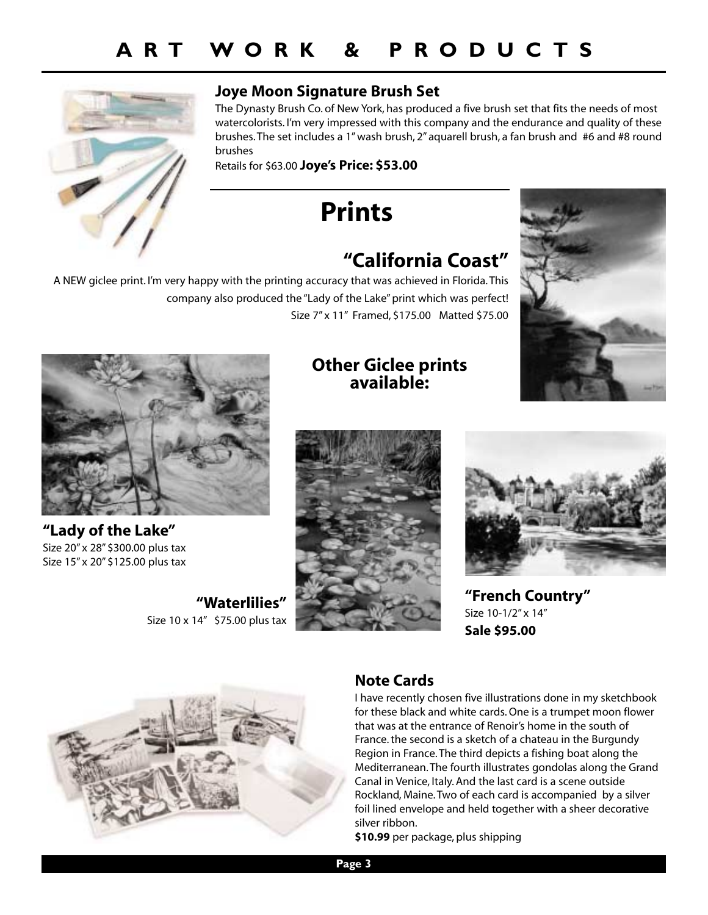# ART WORK & PRODUCTS

### Joye Moon Signature Brush Set

The Dynasty Brush Co. of New York, has produced a five brush set that fits the needs of most watercolorists. I'm very impressed with this company and the endurance and quality of these brushes. The set includes a 1" wash brush, 2" aquarell brush, a fan brush and #6 and #8 round brushes

Retails for $63.00 **Joye's Price: $53.00**

## Prints

### "California Coast"

A NEW giclee print. I'm very happy with the printing accuracy that was achieved in Florida. This company also produced the "Lady of the Lake" print which was perfect!

Size 7" x 11" Framed, $175.00 Matted $75.00

### Other Giclee prints available:

**"Lady of the Lake"**
Size 20" x 28" $300.00 plus tax
Size 15" x 20" $125.00 plus tax

**"Waterlilies"**
Size 10 x 14" $75.00 plus tax

**"French Country"**
Size 10-1/2" x 14"
**Sale $95.00**

### Note Cards

I have recently chosen five illustrations done in my sketchbook for these black and white cards. One is a trumpet moon flower that was at the entrance of Renoir's home in the south of France. the second is a sketch of a chateau in the Burgundy Region in France. The third depicts a fishing boat along the Mediterranean. The fourth illustrates gondolas along the Grand Canal in Venice, Italy. And the last card is a scene outside Rockland, Maine. Two of each card is accompanied by a silver foil lined envelope and held together with a sheer decorative silver ribbon.

**$10.99** per package, plus shipping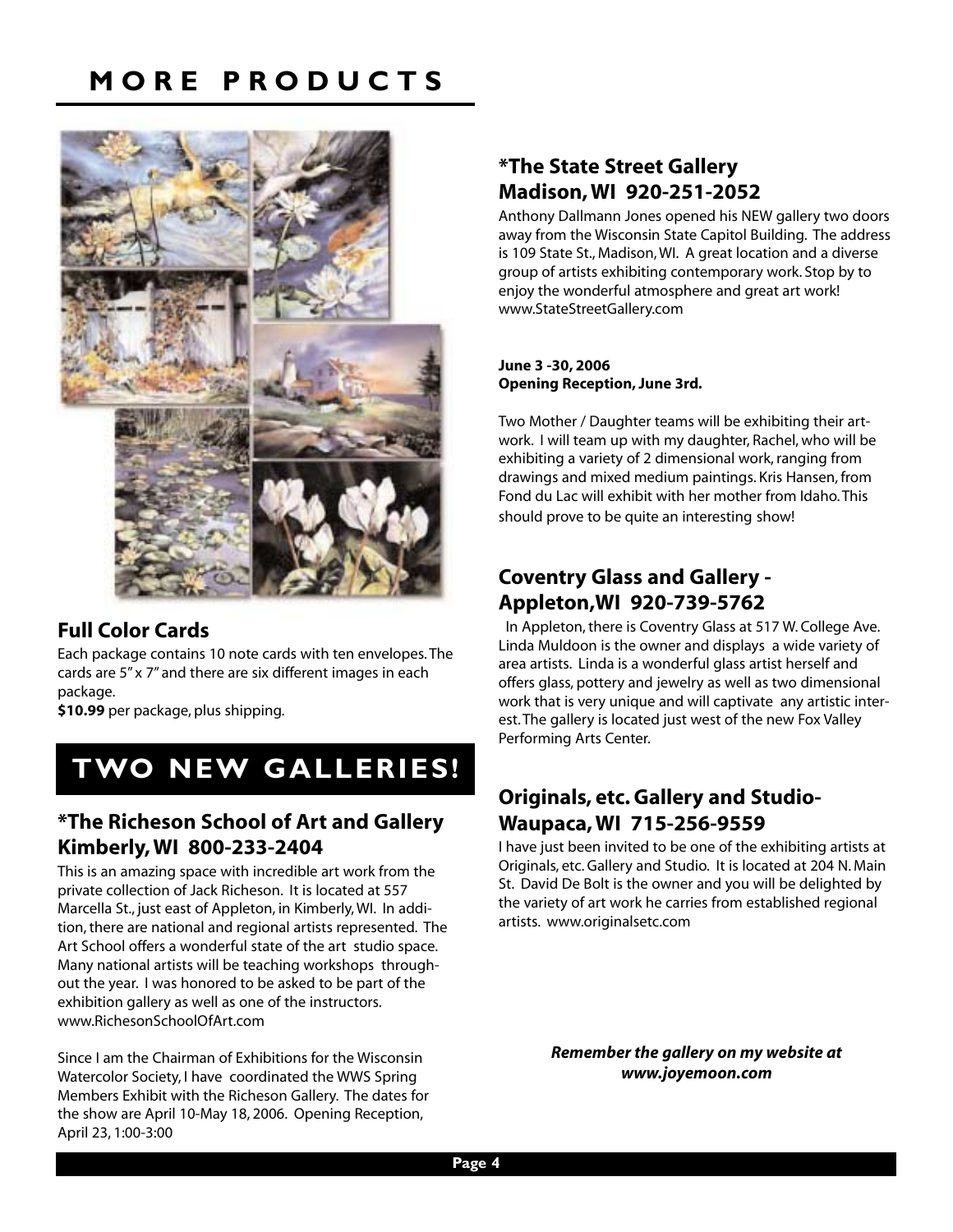# MORE PRODUCTS

### Full Color Cards

Each package contains 10 note cards with ten envelopes. The cards are 5" x 7" and there are six different images in each package.
**$10.99** per package, plus shipping.

# TWO NEW GALLERIES!

### *The Richeson School of Art and Gallery Kimberly, WI 800-233-2404

This is an amazing space with incredible art work from the private collection of Jack Richeson. It is located at 557 Marcella St., just east of Appleton, in Kimberly, WI. In addition, there are national and regional artists represented. The Art School offers a wonderful state of the art studio space. Many national artists will be teaching workshops throughout the year. I was honored to be asked to be part of the exhibition gallery as well as one of the instructors. www.RichesonSchoolOfArt.com

Since I am the Chairman of Exhibitions for the Wisconsin Watercolor Society, I have coordinated the WWS Spring Members Exhibit with the Richeson Gallery. The dates for the show are April 10-May 18, 2006. Opening Reception, April 23, 1:00-3:00

### *The State Street Gallery Madison, WI 920-251-2052

Anthony Dallmann Jones opened his NEW gallery two doors away from the Wisconsin State Capitol Building. The address is 109 State St., Madison, WI. A great location and a diverse group of artists exhibiting contemporary work. Stop by to enjoy the wonderful atmosphere and great art work! www.StateStreetGallery.com

**June 3 -30, 2006**
**Opening Reception, June 3rd.**

Two Mother / Daughter teams will be exhibiting their artwork. I will team up with my daughter, Rachel, who will be exhibiting a variety of 2 dimensional work, ranging from drawings and mixed medium paintings. Kris Hansen, from Fond du Lac will exhibit with her mother from Idaho. This should prove to be quite an interesting show!

### Coventry Glass and Gallery - Appleton, WI 920-739-5762

In Appleton, there is Coventry Glass at 517 W. College Ave. Linda Muldoon is the owner and displays a wide variety of area artists. Linda is a wonderful glass artist herself and offers glass, pottery and jewelry as well as two dimensional work that is very unique and will captivate any artistic interest. The gallery is located just west of the new Fox Valley Performing Arts Center.

### Originals, etc. Gallery and Studio- Waupaca, WI 715-256-9559

I have just been invited to be one of the exhibiting artists at Originals, etc. Gallery and Studio. It is located at 204 N. Main St. David De Bolt is the owner and you will be delighted by the variety of art work he carries from established regional artists. www.originalsetc.com

***Remember the gallery on my website at www.joyemoon.com***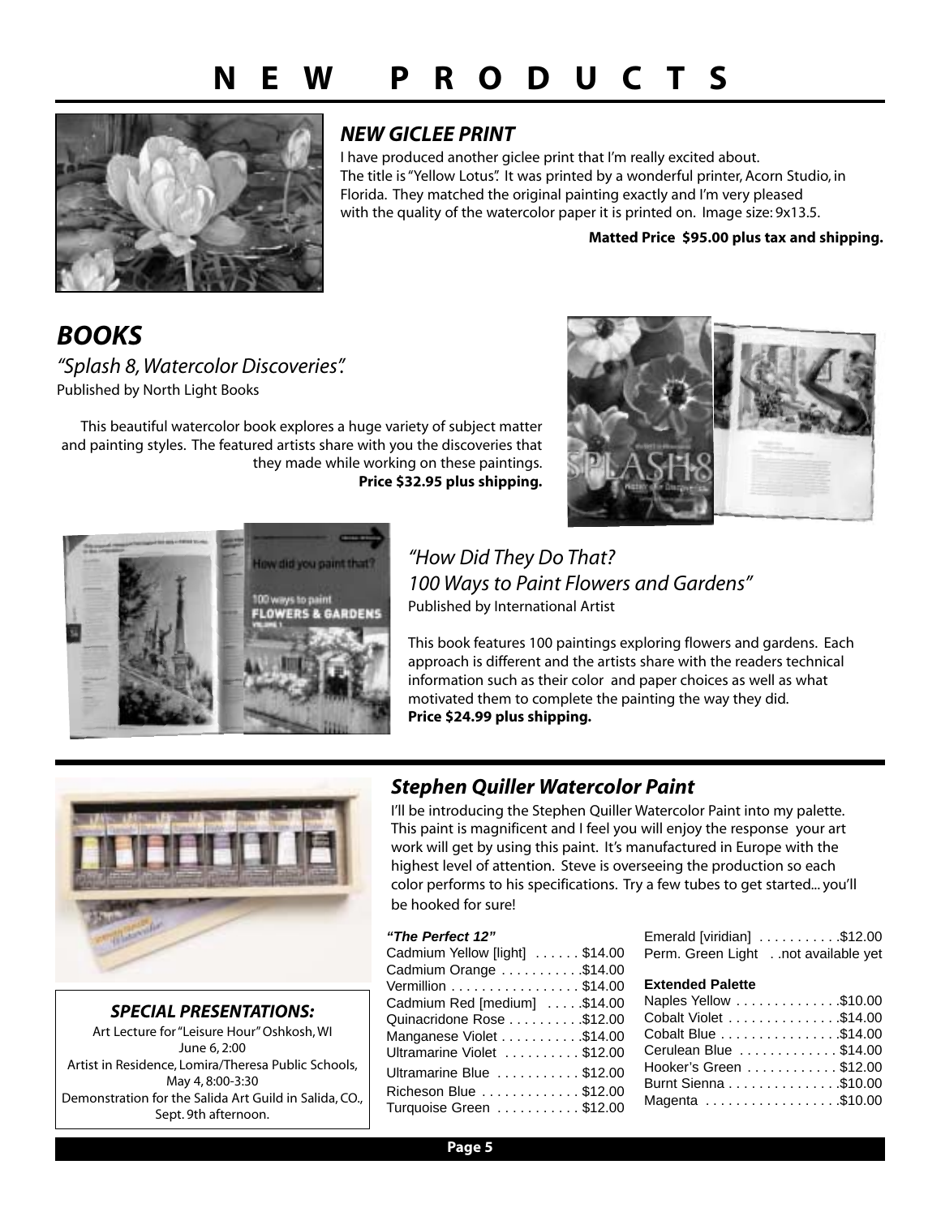# NEW PRODUCTS

## *NEW GICLEE PRINT*

I have produced another giclee print that I'm really excited about. The title is "Yellow Lotus". It was printed by a wonderful printer, Acorn Studio, in Florida. They matched the original painting exactly and I'm very pleased with the quality of the watercolor paper it is printed on. Image size: 9x13.5.

**Matted Price $95.00 plus tax and shipping.**

## *BOOKS*

*"Splash 8, Watercolor Discoveries".*
Published by North Light Books

This beautiful watercolor book explores a huge variety of subject matter and painting styles. The featured artists share with you the discoveries that they made while working on these paintings.
**Price $32.95 plus shipping.**

*"How Did They Do That?*
*100 Ways to Paint Flowers and Gardens"*
Published by International Artist

This book features 100 paintings exploring flowers and gardens. Each approach is different and the artists share with the readers technical information such as their color and paper choices as well as what motivated them to complete the painting the way they did.
**Price $24.99 plus shipping.**

## *Stephen Quiller Watercolor Paint*

I'll be introducing the Stephen Quiller Watercolor Paint into my palette. This paint is magnificent and I feel you will enjoy the response your art work will get by using this paint. It's manufactured in Europe with the highest level of attention. Steve is overseeing the production so each color performs to his specifications. Try a few tubes to get started... you'll be hooked for sure!

***"The Perfect 12"***

| Color | Price |
|---|---|
| Cadmium Yellow [light] | $14.00 |
| Cadmium Orange | $14.00 |
| Vermillion | $14.00 |
| Cadmium Red [medium] | $14.00 |
| Quinacridone Rose | $12.00 |
| Manganese Violet | $14.00 |
| Ultramarine Violet | $12.00 |
| Ultramarine Blue | $12.00 |
| Richeson Blue | $12.00 |
| Turquoise Green | $12.00 |
| Emerald [viridian] | $12.00 |
| Perm. Green Light | not available yet |

**Extended Palette**

| Color | Price |
|---|---|
| Naples Yellow | $10.00 |
| Cobalt Violet | $14.00 |
| Cobalt Blue | $14.00 |
| Cerulean Blue | $14.00 |
| Hooker's Green | $12.00 |
| Burnt Sienna | $10.00 |
| Magenta | $10.00 |

### *SPECIAL PRESENTATIONS:*

Art Lecture for "Leisure Hour" Oshkosh, WI
June 6, 2:00

Artist in Residence, Lomira/Theresa Public Schools,
May 4, 8:00-3:30

Demonstration for the Salida Art Guild in Salida, CO.,
Sept. 9th afternoon.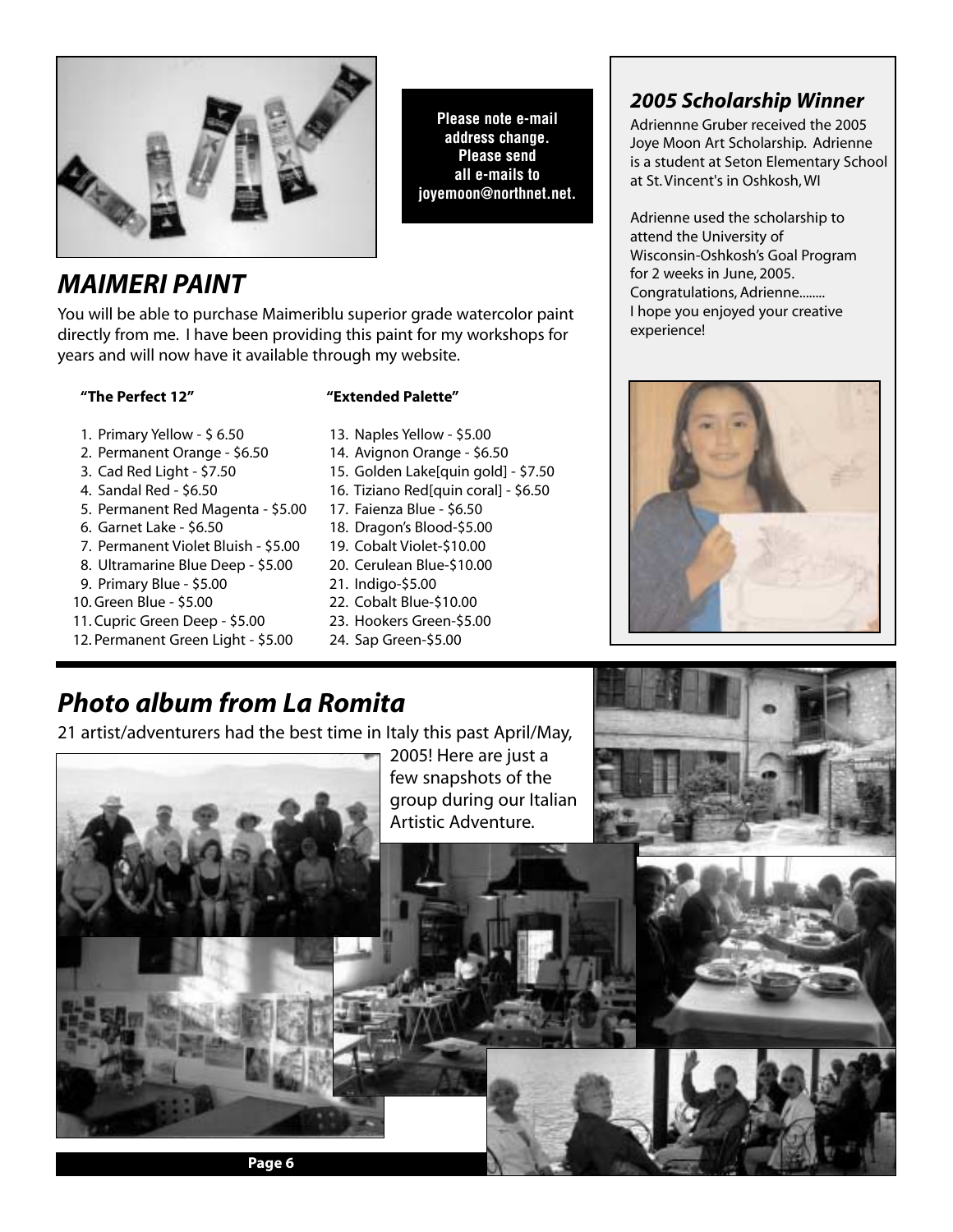**Please note e-mail address change. Please send all e-mails to joyemoon@northnet.net.**

## *MAIMERI PAINT*

You will be able to purchase Maimeriblu superior grade watercolor paint directly from me. I have been providing this paint for my workshops for years and will now have it available through my website.

**"The Perfect 12"**

1. Primary Yellow - $ 6.50
2. Permanent Orange - $6.50
3. Cad Red Light - $7.50
4. Sandal Red - $6.50
5. Permanent Red Magenta - $5.00
6. Garnet Lake - $6.50
7. Permanent Violet Bluish - $5.00
8. Ultramarine Blue Deep - $5.00
9. Primary Blue - $5.00
10. Green Blue - $5.00
11. Cupric Green Deep - $5.00
12. Permanent Green Light - $5.00

**"Extended Palette"**

13. Naples Yellow - $5.00
14. Avignon Orange - $6.50
15. Golden Lake[quin gold] - $7.50
16. Tiziano Red[quin coral] - $6.50
17. Faienza Blue - $6.50
18. Dragon's Blood-$5.00
19. Cobalt Violet-$10.00
20. Cerulean Blue-$10.00
21. Indigo-$5.00
22. Cobalt Blue-$10.00
23. Hookers Green-$5.00
24. Sap Green-$5.00

### *2005 Scholarship Winner*

Adriennne Gruber received the 2005 Joye Moon Art Scholarship. Adrienne is a student at Seton Elementary School at St. Vincent's in Oshkosh, WI

Adrienne used the scholarship to attend the University of Wisconsin-Oshkosh's Goal Program for 2 weeks in June, 2005. Congratulations, Adrienne........ I hope you enjoyed your creative experience!

## *Photo album from La Romita*

21 artist/adventurers had the best time in Italy this past April/May, 2005! Here are just a few snapshots of the group during our Italian Artistic Adventure.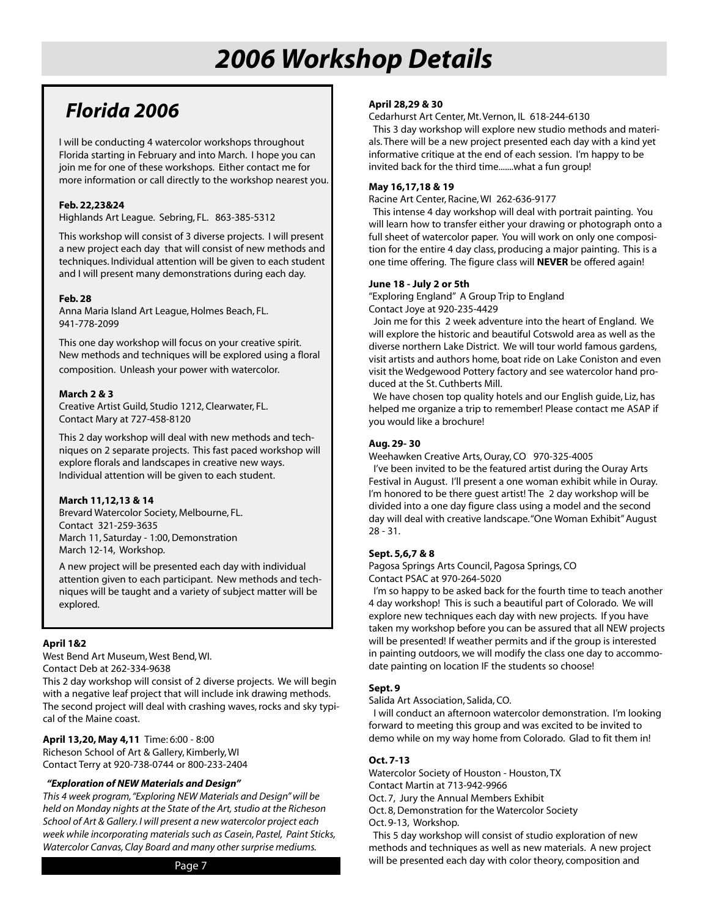# 2006 Workshop Details

## Florida 2006

I will be conducting 4 watercolor workshops throughout Florida starting in February and into March. I hope you can join me for one of these workshops. Either contact me for more information or call directly to the workshop nearest you.

**Feb. 22,23&24**
Highlands Art League. Sebring, FL. 863-385-5312

This workshop will consist of 3 diverse projects. I will present a new project each day that will consist of new methods and techniques. Individual attention will be given to each student and I will present many demonstrations during each day.

**Feb. 28**
Anna Maria Island Art League, Holmes Beach, FL.
941-778-2099

This one day workshop will focus on your creative spirit. New methods and techniques will be explored using a floral composition. Unleash your power with watercolor.

**March 2 & 3**
Creative Artist Guild, Studio 1212, Clearwater, FL.
Contact Mary at 727-458-8120

This 2 day workshop will deal with new methods and techniques on 2 separate projects. This fast paced workshop will explore florals and landscapes in creative new ways. Individual attention will be given to each student.

**March 11,12,13 & 14**
Brevard Watercolor Society, Melbourne, FL.
Contact 321-259-3635
March 11, Saturday - 1:00, Demonstration
March 12-14, Workshop.

A new project will be presented each day with individual attention given to each participant. New methods and techniques will be taught and a variety of subject matter will be explored.

**April 1&2**
West Bend Art Museum, West Bend, WI.
Contact Deb at 262-334-9638
This 2 day workshop will consist of 2 diverse projects. We will begin with a negative leaf project that will include ink drawing methods. The second project will deal with crashing waves, rocks and sky typical of the Maine coast.

**April 13,20, May 4,11** Time: 6:00 - 8:00
Richeson School of Art & Gallery, Kimberly, WI
Contact Terry at 920-738-0744 or 800-233-2404

***"Exploration of NEW Materials and Design"***
*This 4 week program, "Exploring NEW Materials and Design" will be held on Monday nights at the State of the Art, studio at the Richeson School of Art & Gallery. I will present a new watercolor project each week while incorporating materials such as Casein, Pastel, Paint Sticks, Watercolor Canvas, Clay Board and many other surprise mediums.*

**April 28,29 & 30**
Cedarhurst Art Center, Mt. Vernon, IL 618-244-6130
This 3 day workshop will explore new studio methods and materials. There will be a new project presented each day with a kind yet informative critique at the end of each session. I'm happy to be invited back for the third time.......what a fun group!

**May 16,17,18 & 19**
Racine Art Center, Racine, WI 262-636-9177
This intense 4 day workshop will deal with portrait painting. You will learn how to transfer either your drawing or photograph onto a full sheet of watercolor paper. You will work on only one composition for the entire 4 day class, producing a major painting. This is a one time offering. The figure class will **NEVER** be offered again!

**June 18 - July 2 or 5th**
"Exploring England" A Group Trip to England
Contact Joye at 920-235-4429
Join me for this 2 week adventure into the heart of England. We will explore the historic and beautiful Cotswold area as well as the diverse northern Lake District. We will tour world famous gardens, visit artists and authors home, boat ride on Lake Coniston and even visit the Wedgewood Pottery factory and see watercolor hand produced at the St. Cuthberts Mill.
We have chosen top quality hotels and our English guide, Liz, has helped me organize a trip to remember! Please contact me ASAP if you would like a brochure!

**Aug. 29- 30**
Weehawken Creative Arts, Ouray, CO 970-325-4005
I've been invited to be the featured artist during the Ouray Arts Festival in August. I'll present a one woman exhibit while in Ouray. I'm honored to be there guest artist! The 2 day workshop will be divided into a one day figure class using a model and the second day will deal with creative landscape. "One Woman Exhibit" August 28 - 31.

**Sept. 5,6,7 & 8**
Pagosa Springs Arts Council, Pagosa Springs, CO
Contact PSAC at 970-264-5020
I'm so happy to be asked back for the fourth time to teach another 4 day workshop! This is such a beautiful part of Colorado. We will explore new techniques each day with new projects. If you have taken my workshop before you can be assured that all NEW projects will be presented! If weather permits and if the group is interested in painting outdoors, we will modify the class one day to accommodate painting on location IF the students so choose!

**Sept. 9**
Salida Art Association, Salida, CO.
I will conduct an afternoon watercolor demonstration. I'm looking forward to meeting this group and was excited to be invited to demo while on my way home from Colorado. Glad to fit them in!

**Oct. 7-13**
Watercolor Society of Houston - Houston, TX
Contact Martin at 713-942-9966
Oct. 7, Jury the Annual Members Exhibit
Oct. 8, Demonstration for the Watercolor Society
Oct. 9-13, Workshop.
This 5 day workshop will consist of studio exploration of new methods and techniques as well as new materials. A new project will be presented each day with color theory, composition and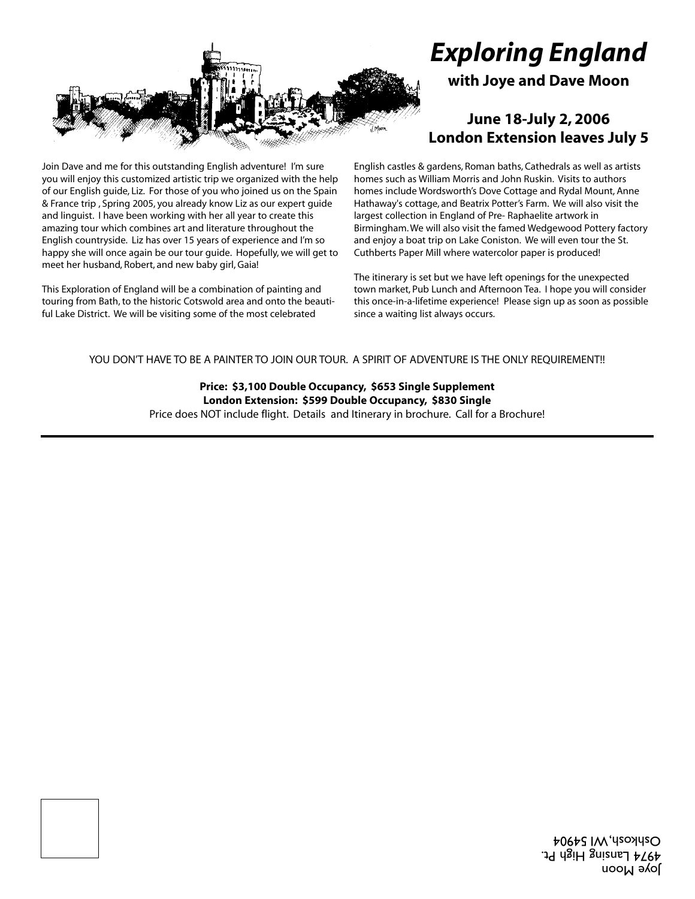# Exploring England

**with Joye and Dave Moon**

**June 18-July 2, 2006**
**London Extension leaves July 5**

Join Dave and me for this outstanding English adventure! I'm sure you will enjoy this customized artistic trip we organized with the help of our English guide, Liz. For those of you who joined us on the Spain & France trip , Spring 2005, you already know Liz as our expert guide and linguist. I have been working with her all year to create this amazing tour which combines art and literature throughout the English countryside. Liz has over 15 years of experience and I'm so happy she will once again be our tour guide. Hopefully, we will get to meet her husband, Robert, and new baby girl, Gaia!

This Exploration of England will be a combination of painting and touring from Bath, to the historic Cotswold area and onto the beautiful Lake District. We will be visiting some of the most celebrated English castles & gardens, Roman baths, Cathedrals as well as artists homes such as William Morris and John Ruskin. Visits to authors homes include Wordsworth's Dove Cottage and Rydal Mount, Anne Hathaway's cottage, and Beatrix Potter's Farm. We will also visit the largest collection in England of Pre- Raphaelite artwork in Birmingham. We will also visit the famed Wedgewood Pottery factory and enjoy a boat trip on Lake Coniston. We will even tour the St. Cuthberts Paper Mill where watercolor paper is produced!

The itinerary is set but we have left openings for the unexpected town market, Pub Lunch and Afternoon Tea. I hope you will consider this once-in-a-lifetime experience! Please sign up as soon as possible since a waiting list always occurs.

YOU DON'T HAVE TO BE A PAINTER TO JOIN OUR TOUR. A SPIRIT OF ADVENTURE IS THE ONLY REQUIREMENT!!

**Price: $3,100 Double Occupancy, $653 Single Supplement**
**London Extension: $599 Double Occupancy, $830 Single**
Price does NOT include flight. Details and Itinerary in brochure. Call for a Brochure!

Joye Moon
4974 Lansing High Pt.
Oshkosh, WI 54904